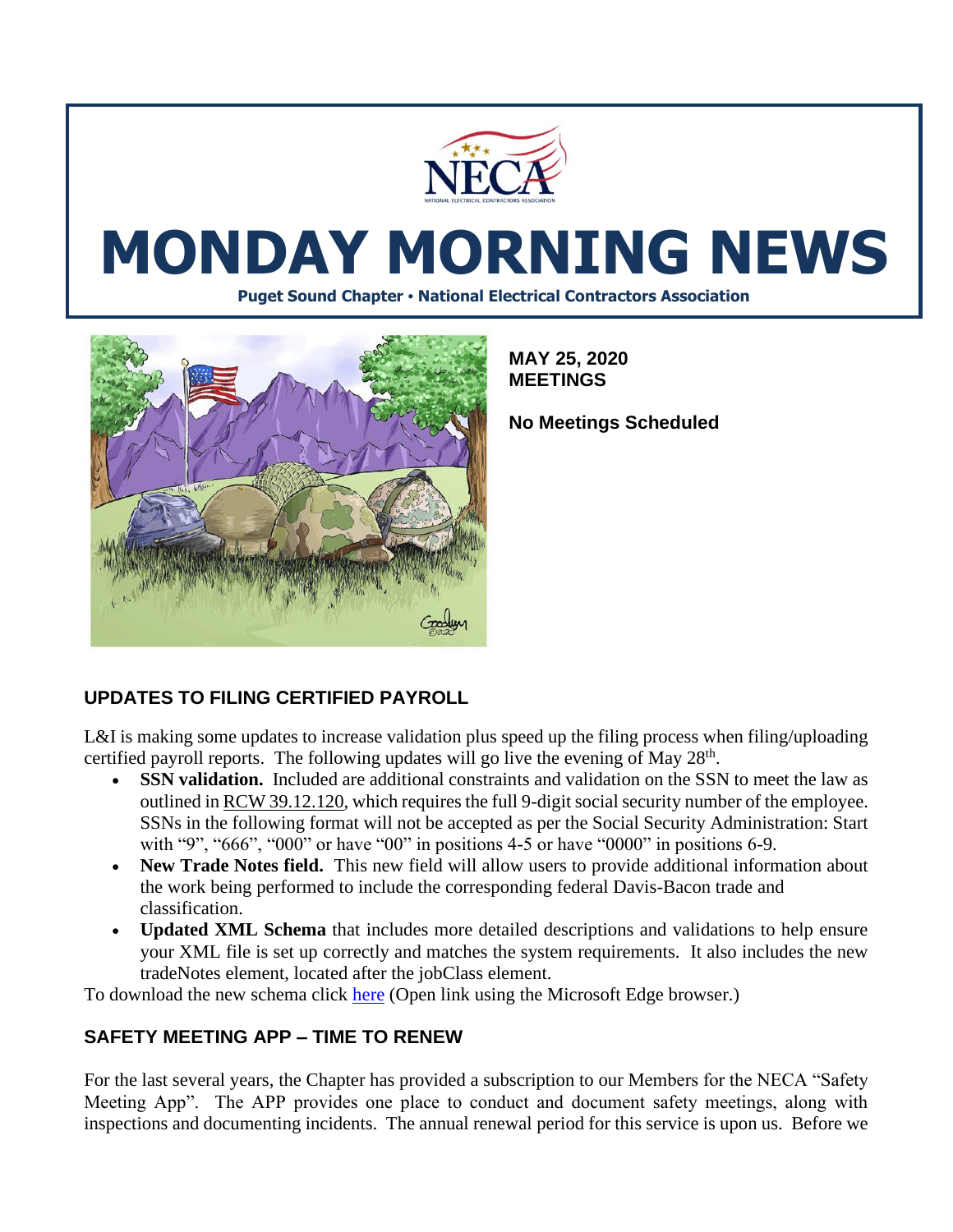# MONDAY MORNING NEWS

**Puget Sound Chapter • National Electrical Contractors Association**

**MAY 25, 2020**
**MEETINGS**

**No Meetings Scheduled**

## UPDATES TO FILING CERTIFIED PAYROLL

L&I is making some updates to increase validation plus speed up the filing process when filing/uploading certified payroll reports. The following updates will go live the evening of May 28th.

- **SSN validation.** Included are additional constraints and validation on the SSN to meet the law as outlined in RCW 39.12.120, which requires the full 9-digit social security number of the employee. SSNs in the following format will not be accepted as per the Social Security Administration: Start with "9", "666", "000" or have "00" in positions 4-5 or have "0000" in positions 6-9.
- **New Trade Notes field.** This new field will allow users to provide additional information about the work being performed to include the corresponding federal Davis-Bacon trade and classification.
- **Updated XML Schema** that includes more detailed descriptions and validations to help ensure your XML file is set up correctly and matches the system requirements. It also includes the new tradeNotes element, located after the jobClass element.

To download the new schema click here (Open link using the Microsoft Edge browser.)

## SAFETY MEETING APP – TIME TO RENEW

For the last several years, the Chapter has provided a subscription to our Members for the NECA "Safety Meeting App". The APP provides one place to conduct and document safety meetings, along with inspections and documenting incidents. The annual renewal period for this service is upon us. Before we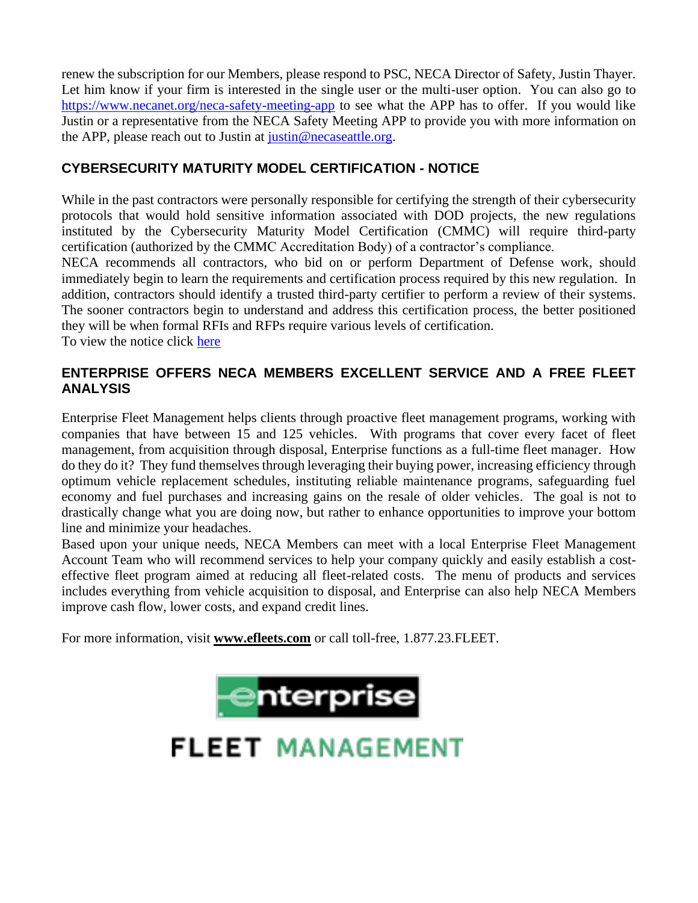renew the subscription for our Members, please respond to PSC, NECA Director of Safety, Justin Thayer. Let him know if your firm is interested in the single user or the multi-user option. You can also go to https://www.necanet.org/neca-safety-meeting-app to see what the APP has to offer. If you would like Justin or a representative from the NECA Safety Meeting APP to provide you with more information on the APP, please reach out to Justin at justin@necaseattle.org.

## CYBERSECURITY MATURITY MODEL CERTIFICATION - NOTICE

While in the past contractors were personally responsible for certifying the strength of their cybersecurity protocols that would hold sensitive information associated with DOD projects, the new regulations instituted by the Cybersecurity Maturity Model Certification (CMMC) will require third-party certification (authorized by the CMMC Accreditation Body) of a contractor's compliance.

NECA recommends all contractors, who bid on or perform Department of Defense work, should immediately begin to learn the requirements and certification process required by this new regulation. In addition, contractors should identify a trusted third-party certifier to perform a review of their systems. The sooner contractors begin to understand and address this certification process, the better positioned they will be when formal RFIs and RFPs require various levels of certification.

To view the notice click here

## ENTERPRISE OFFERS NECA MEMBERS EXCELLENT SERVICE AND A FREE FLEET ANALYSIS

Enterprise Fleet Management helps clients through proactive fleet management programs, working with companies that have between 15 and 125 vehicles. With programs that cover every facet of fleet management, from acquisition through disposal, Enterprise functions as a full-time fleet manager. How do they do it? They fund themselves through leveraging their buying power, increasing efficiency through optimum vehicle replacement schedules, instituting reliable maintenance programs, safeguarding fuel economy and fuel purchases and increasing gains on the resale of older vehicles. The goal is not to drastically change what you are doing now, but rather to enhance opportunities to improve your bottom line and minimize your headaches.

Based upon your unique needs, NECA Members can meet with a local Enterprise Fleet Management Account Team who will recommend services to help your company quickly and easily establish a cost-effective fleet program aimed at reducing all fleet-related costs. The menu of products and services includes everything from vehicle acquisition to disposal, and Enterprise can also help NECA Members improve cash flow, lower costs, and expand credit lines.

For more information, visit **www.efleets.com** or call toll-free, 1.877.23.FLEET.

enterprise

FLEET MANAGEMENT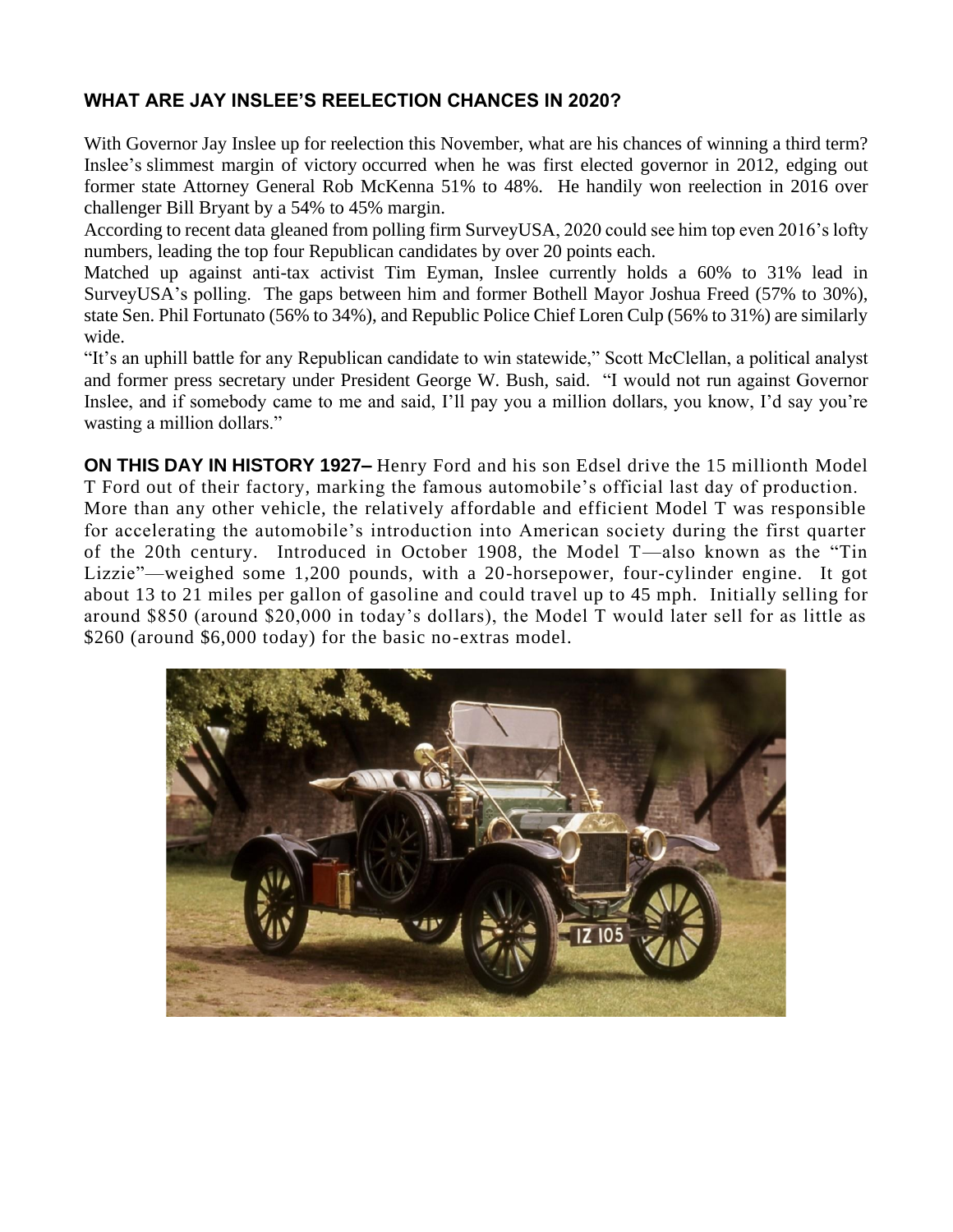## WHAT ARE JAY INSLEE'S REELECTION CHANCES IN 2020?

With Governor Jay Inslee up for reelection this November, what are his chances of winning a third term? Inslee's slimmest margin of victory occurred when he was first elected governor in 2012, edging out former state Attorney General Rob McKenna 51% to 48%. He handily won reelection in 2016 over challenger Bill Bryant by a 54% to 45% margin.

According to recent data gleaned from polling firm SurveyUSA, 2020 could see him top even 2016's lofty numbers, leading the top four Republican candidates by over 20 points each.

Matched up against anti-tax activist Tim Eyman, Inslee currently holds a 60% to 31% lead in SurveyUSA's polling. The gaps between him and former Bothell Mayor Joshua Freed (57% to 30%), state Sen. Phil Fortunato (56% to 34%), and Republic Police Chief Loren Culp (56% to 31%) are similarly wide.

"It's an uphill battle for any Republican candidate to win statewide," Scott McClellan, a political analyst and former press secretary under President George W. Bush, said. "I would not run against Governor Inslee, and if somebody came to me and said, I'll pay you a million dollars, you know, I'd say you're wasting a million dollars."

**ON THIS DAY IN HISTORY 1927–** Henry Ford and his son Edsel drive the 15 millionth Model T Ford out of their factory, marking the famous automobile's official last day of production. More than any other vehicle, the relatively affordable and efficient Model T was responsible for accelerating the automobile's introduction into American society during the first quarter of the 20th century. Introduced in October 1908, the Model T—also known as the "Tin Lizzie"—weighed some 1,200 pounds, with a 20-horsepower, four-cylinder engine. It got about 13 to 21 miles per gallon of gasoline and could travel up to 45 mph. Initially selling for around $850 (around $20,000 in today's dollars), the Model T would later sell for as little as $260 (around $6,000 today) for the basic no-extras model.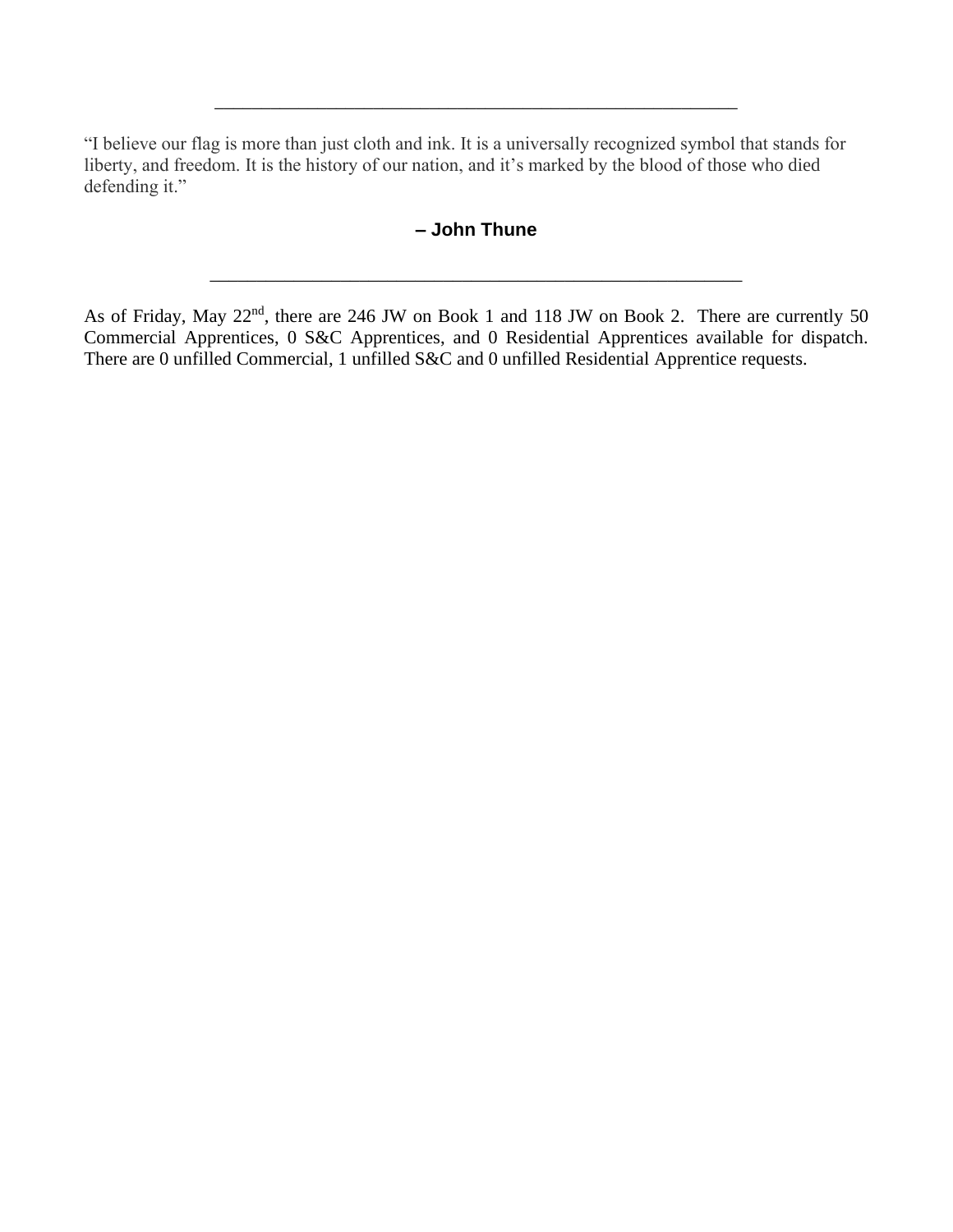---

"I believe our flag is more than just cloth and ink. It is a universally recognized symbol that stands for liberty, and freedom. It is the history of our nation, and it's marked by the blood of those who died defending it."

**– John Thune**

---

As of Friday, May 22nd, there are 246 JW on Book 1 and 118 JW on Book 2. There are currently 50 Commercial Apprentices, 0 S&C Apprentices, and 0 Residential Apprentices available for dispatch. There are 0 unfilled Commercial, 1 unfilled S&C and 0 unfilled Residential Apprentice requests.